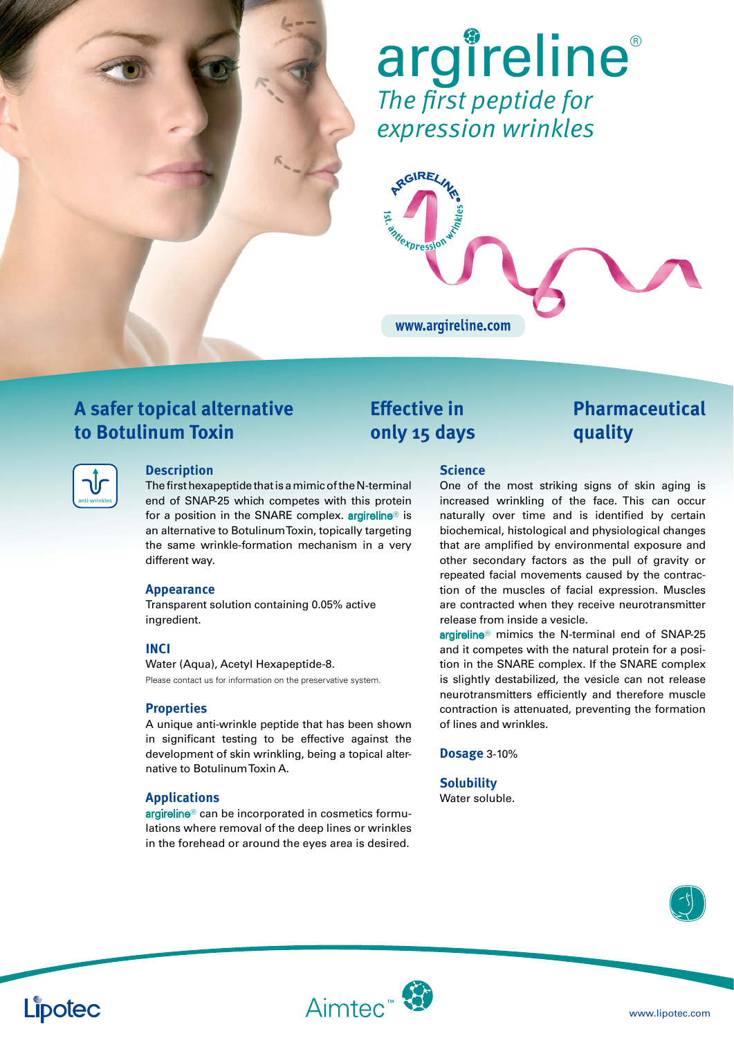# argireline®

*The first peptide for expression wrinkles*

ARGIRELINE® 1st. antiexpression wrinkles

www.argireline.com

## A safer topical alternative to Botulinum Toxin

## Effective in only 15 days

## Pharmaceutical quality

anti-wrinkles

### Description

The first hexapeptide that is a mimic of the N-terminal end of SNAP-25 which competes with this protein for a position in the SNARE complex. argireline® is an alternative to Botulinum Toxin, topically targeting the same wrinkle-formation mechanism in a very different way.

### Appearance

Transparent solution containing 0.05% active ingredient.

### INCI

Water (Aqua), Acetyl Hexapeptide-8.

Please contact us for information on the preservative system.

### Properties

A unique anti-wrinkle peptide that has been shown in significant testing to be effective against the development of skin wrinkling, being a topical alternative to Botulinum Toxin A.

### Applications

argireline® can be incorporated in cosmetics formulations where removal of the deep lines or wrinkles in the forehead or around the eyes area is desired.

### Science

One of the most striking signs of skin aging is increased wrinkling of the face. This can occur naturally over time and is identified by certain biochemical, histological and physiological changes that are amplified by environmental exposure and other secondary factors as the pull of gravity or repeated facial movements caused by the contraction of the muscles of facial expression. Muscles are contracted when they receive neurotransmitter release from inside a vesicle.

argireline® mimics the N-terminal end of SNAP-25 and it competes with the natural protein for a position in the SNARE complex. If the SNARE complex is slightly destabilized, the vesicle can not release neurotransmitters efficiently and therefore muscle contraction is attenuated, preventing the formation of lines and wrinkles.

**Dosage** 3-10%

### Solubility

Water soluble.

Lipotec

Aimtec™

www.lipotec.com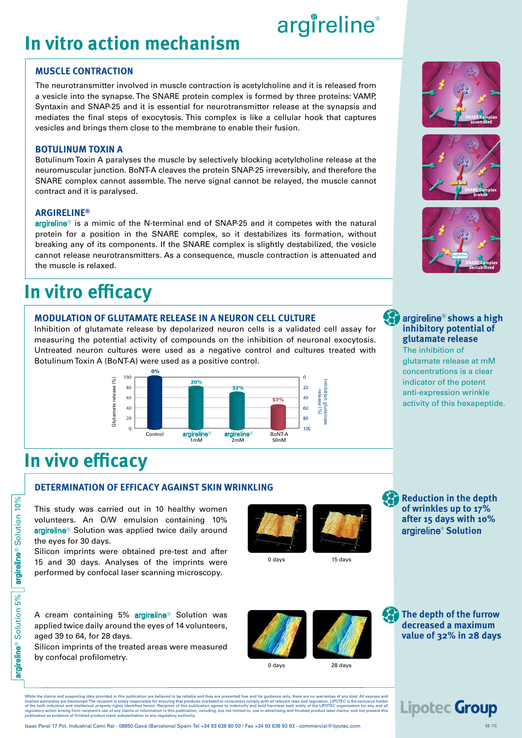# argireline®

# In vitro action mechanism

### MUSCLE CONTRACTION

The neurotransmitter involved in muscle contraction is acetylcholine and it is released from a vesicle into the synapse. The SNARE protein complex is formed by three proteins: VAMP, Syntaxin and SNAP-25 and it is essential for neurotransmitter release at the synapsis and mediates the final steps of exocytosis. This complex is like a cellular hook that captures vesicles and brings them close to the membrane to enable their fusion.

### BOTULINUM TOXIN A

Botulinum Toxin A paralyses the muscle by selectively blocking acetylcholine release at the neuromuscular junction. BoNT-A cleaves the protein SNAP-25 irreversibly, and therefore the SNARE complex cannot assemble. The nerve signal cannot be relayed, the muscle cannot contract and it is paralysed.

### ARGIRELINE®

argireline® is a mimic of the N-terminal end of SNAP-25 and it competes with the natural protein for a position in the SNARE complex, so it destabilizes its formation, without breaking any of its components. If the SNARE complex is slightly destabilized, the vesicle cannot release neurotransmitters. As a consequence, muscle contraction is attenuated and the muscle is relaxed.

SNARE Complex assembled

SNARE Complex broken

argireline
SNARE Complex destabilised

# In vitro efficacy

### MODULATION OF GLUTAMATE RELEASE IN A NEURON CELL CULTURE

Inhibition of glutamate release by depolarized neuron cells is a validated cell assay for measuring the potential activity of compounds on the inhibition of neuronal exocytosis. Untreated neuron cultures were used as a negative control and cultures treated with Botulinum Toxin A (BoNT-A) were used as a positive control.

Glutamate release (%)
Inhibition glutamate release (%)
0%
20%
32%
57%
Control
argireline® 1mM
argireline® 2mM
BoNT-A 50nM

**argireline® shows a high inhibitory potential of glutamate release**

The inhibition of glutamate release at mM concentrations is a clear indicator of the potent anti-expression wrinkle activity of this hexapeptide.

# In vivo efficacy

### DETERMINATION OF EFFICACY AGAINST SKIN WRINKLING

**argireline® Solution 10%**

This study was carried out in 10 healthy women volunteers. An O/W emulsion containing 10% argireline® Solution was applied twice daily around the eyes for 30 days.

Silicon imprints were obtained pre-test and after 15 and 30 days. Analyses of the imprints were performed by confocal laser scanning microscopy.

0 days
15 days

**Reduction in the depth of wrinkles up to 17% after 15 days with 10% argireline® Solution**

**argireline® Solution 5%**

A cream containing 5% argireline® Solution was applied twice daily around the eyes of 14 volunteers, aged 39 to 64, for 28 days.

Silicon imprints of the treated areas were measured by confocal profilometry.

0 days
28 days

**The depth of the furrow decreased a maximum value of 32% in 28 days**

While the claims and supporting data provided in this publication are believed to be reliable and they are presented free and for guidance only, there are no warranties of any kind. All express and implied warranties are disclaimed. The recipient is solely responsible for ensuring that products marketed to consumers comply with all relevant laws and regulation. LIPOTEC is the exclusive holder of the both industrial and intellectual property rights identified herein. Recipient of this publication agrees to indemnify and hold harmless each entity of the LIPOTEC organization for any and all regulatory action arising from recipient's use of any claims or information in this publication, including, but not limited to, use in advertising and finished product label claims, and not present this publication as evidence of finished product claim substantiation to any regulatory authority.

Isaac Peral 17 Pol. Industrial Camí Ral - 08850 Gavà (Barcelona) Spain-Tel +34 93 638 80 00 / Fax +34 93 638 93 93 - commercial@lipotec.com

Lipotec Group

Ed. 11C